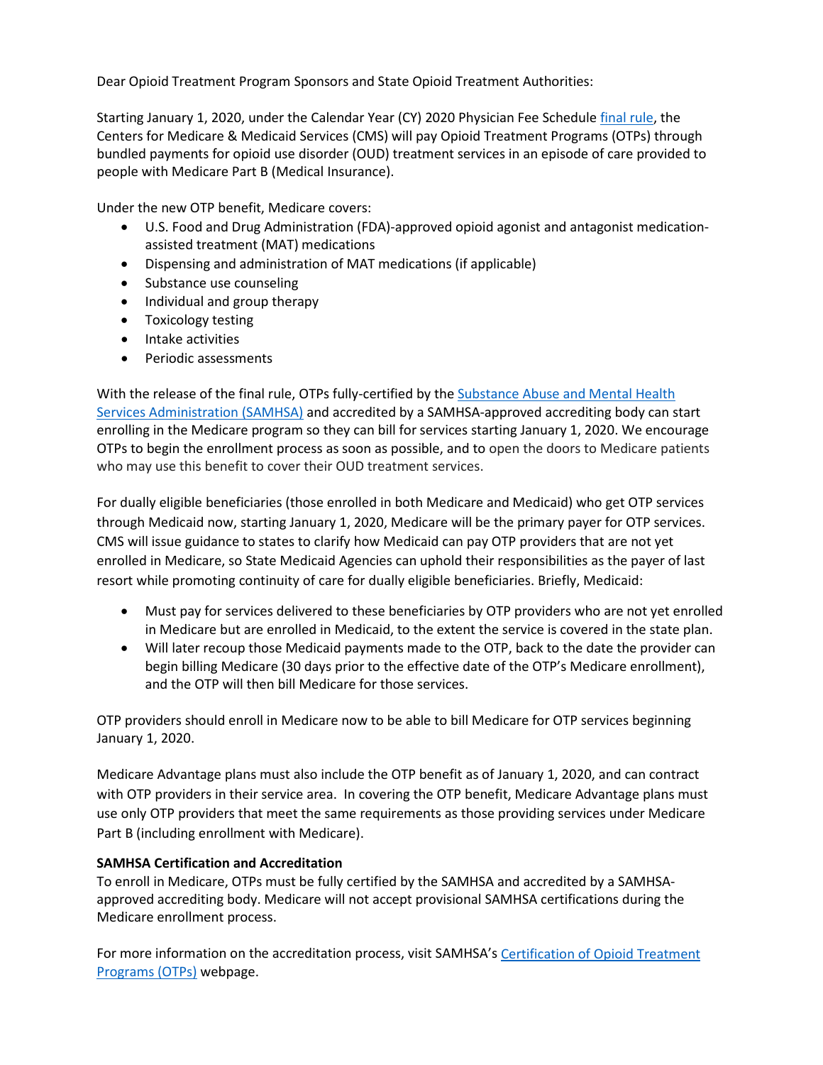Dear Opioid Treatment Program Sponsors and State Opioid Treatment Authorities:

Starting January 1, 2020, under the Calendar Year (CY) 2020 Physician Fee Schedule final rule, the Centers for Medicare & Medicaid Services (CMS) will pay Opioid Treatment Programs (OTPs) through bundled payments for opioid use disorder (OUD) treatment services in an episode of care provided to people with Medicare Part B (Medical Insurance).

Under the new OTP benefit, Medicare covers:

- U.S. Food and Drug Administration (FDA)-approved opioid agonist and antagonist medication-assisted treatment (MAT) medications
- Dispensing and administration of MAT medications (if applicable)
- Substance use counseling
- Individual and group therapy
- Toxicology testing
- Intake activities
- Periodic assessments

With the release of the final rule, OTPs fully-certified by the Substance Abuse and Mental Health Services Administration (SAMHSA) and accredited by a SAMHSA-approved accrediting body can start enrolling in the Medicare program so they can bill for services starting January 1, 2020. We encourage OTPs to begin the enrollment process as soon as possible, and to open the doors to Medicare patients who may use this benefit to cover their OUD treatment services.

For dually eligible beneficiaries (those enrolled in both Medicare and Medicaid) who get OTP services through Medicaid now, starting January 1, 2020, Medicare will be the primary payer for OTP services. CMS will issue guidance to states to clarify how Medicaid can pay OTP providers that are not yet enrolled in Medicare, so State Medicaid Agencies can uphold their responsibilities as the payer of last resort while promoting continuity of care for dually eligible beneficiaries. Briefly, Medicaid:

- Must pay for services delivered to these beneficiaries by OTP providers who are not yet enrolled in Medicare but are enrolled in Medicaid, to the extent the service is covered in the state plan.
- Will later recoup those Medicaid payments made to the OTP, back to the date the provider can begin billing Medicare (30 days prior to the effective date of the OTP's Medicare enrollment), and the OTP will then bill Medicare for those services.

OTP providers should enroll in Medicare now to be able to bill Medicare for OTP services beginning January 1, 2020.

Medicare Advantage plans must also include the OTP benefit as of January 1, 2020, and can contract with OTP providers in their service area. In covering the OTP benefit, Medicare Advantage plans must use only OTP providers that meet the same requirements as those providing services under Medicare Part B (including enrollment with Medicare).

**SAMHSA Certification and Accreditation**

To enroll in Medicare, OTPs must be fully certified by the SAMHSA and accredited by a SAMHSA-approved accrediting body. Medicare will not accept provisional SAMHSA certifications during the Medicare enrollment process.

For more information on the accreditation process, visit SAMHSA's Certification of Opioid Treatment Programs (OTPs) webpage.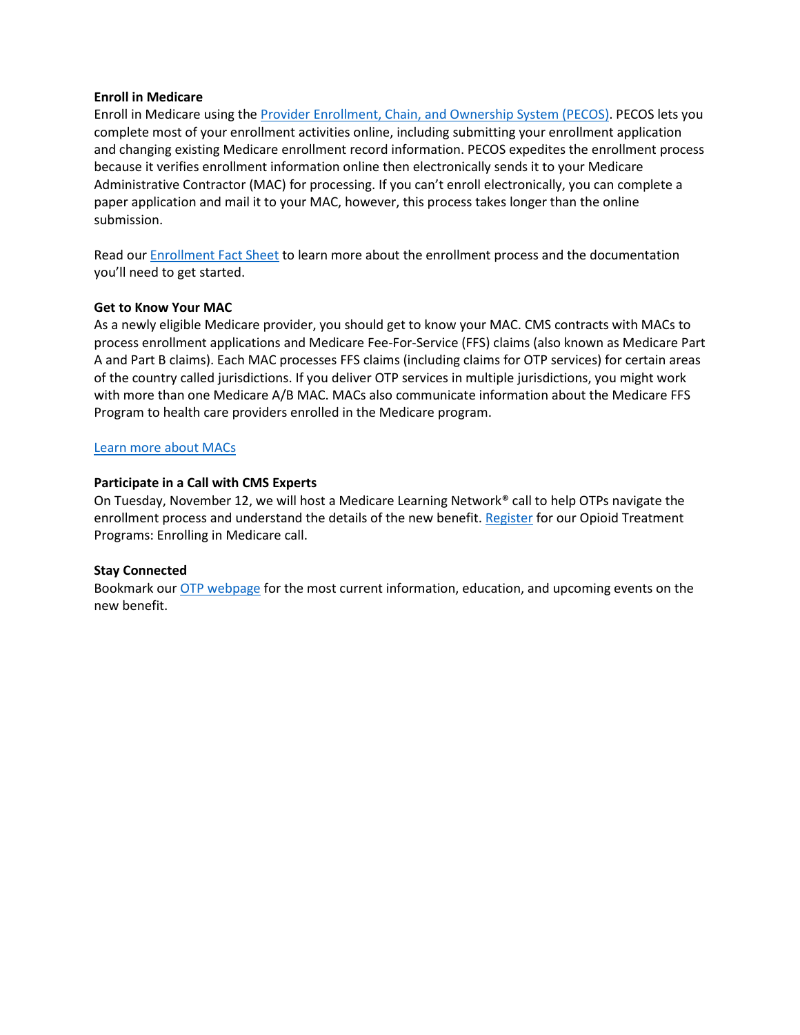**Enroll in Medicare**

Enroll in Medicare using the Provider Enrollment, Chain, and Ownership System (PECOS). PECOS lets you complete most of your enrollment activities online, including submitting your enrollment application and changing existing Medicare enrollment record information. PECOS expedites the enrollment process because it verifies enrollment information online then electronically sends it to your Medicare Administrative Contractor (MAC) for processing. If you can't enroll electronically, you can complete a paper application and mail it to your MAC, however, this process takes longer than the online submission.

Read our Enrollment Fact Sheet to learn more about the enrollment process and the documentation you'll need to get started.

**Get to Know Your MAC**

As a newly eligible Medicare provider, you should get to know your MAC. CMS contracts with MACs to process enrollment applications and Medicare Fee-For-Service (FFS) claims (also known as Medicare Part A and Part B claims). Each MAC processes FFS claims (including claims for OTP services) for certain areas of the country called jurisdictions. If you deliver OTP services in multiple jurisdictions, you might work with more than one Medicare A/B MAC. MACs also communicate information about the Medicare FFS Program to health care providers enrolled in the Medicare program.

Learn more about MACs

**Participate in a Call with CMS Experts**

On Tuesday, November 12, we will host a Medicare Learning Network® call to help OTPs navigate the enrollment process and understand the details of the new benefit. Register for our Opioid Treatment Programs: Enrolling in Medicare call.

**Stay Connected**

Bookmark our OTP webpage for the most current information, education, and upcoming events on the new benefit.